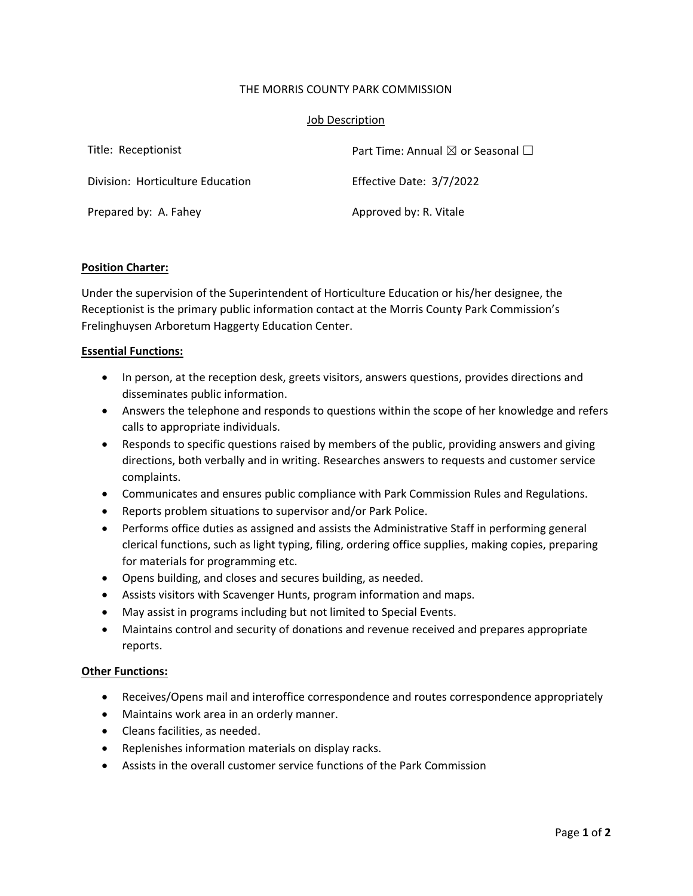THE MORRIS COUNTY PARK COMMISSION

Job Description

| | |
|---|---|
| Title: Receptionist | Part Time: Annual ☒ or Seasonal ☐ |
| Division: Horticulture Education | Effective Date: 3/7/2022 |
| Prepared by: A. Fahey | Approved by: R. Vitale |

**Position Charter:**

Under the supervision of the Superintendent of Horticulture Education or his/her designee, the Receptionist is the primary public information contact at the Morris County Park Commission's Frelinghuysen Arboretum Haggerty Education Center.

**Essential Functions:**

- In person, at the reception desk, greets visitors, answers questions, provides directions and disseminates public information.
- Answers the telephone and responds to questions within the scope of her knowledge and refers calls to appropriate individuals.
- Responds to specific questions raised by members of the public, providing answers and giving directions, both verbally and in writing. Researches answers to requests and customer service complaints.
- Communicates and ensures public compliance with Park Commission Rules and Regulations.
- Reports problem situations to supervisor and/or Park Police.
- Performs office duties as assigned and assists the Administrative Staff in performing general clerical functions, such as light typing, filing, ordering office supplies, making copies, preparing for materials for programming etc.
- Opens building, and closes and secures building, as needed.
- Assists visitors with Scavenger Hunts, program information and maps.
- May assist in programs including but not limited to Special Events.
- Maintains control and security of donations and revenue received and prepares appropriate reports.

**Other Functions:**

- Receives/Opens mail and interoffice correspondence and routes correspondence appropriately
- Maintains work area in an orderly manner.
- Cleans facilities, as needed.
- Replenishes information materials on display racks.
- Assists in the overall customer service functions of the Park Commission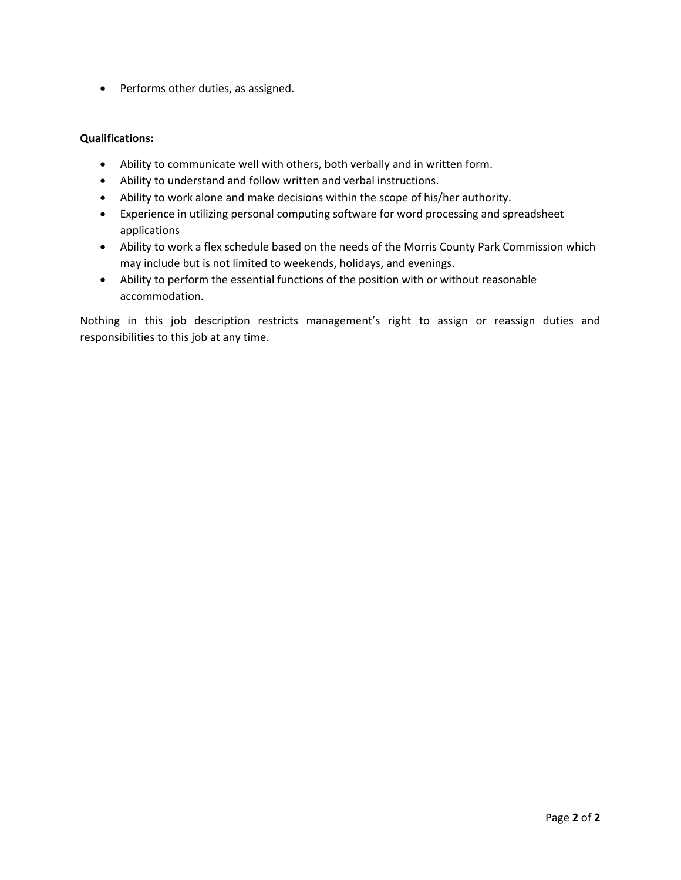- Performs other duties, as assigned.

**Qualifications:**

- Ability to communicate well with others, both verbally and in written form.
- Ability to understand and follow written and verbal instructions.
- Ability to work alone and make decisions within the scope of his/her authority.
- Experience in utilizing personal computing software for word processing and spreadsheet applications
- Ability to work a flex schedule based on the needs of the Morris County Park Commission which may include but is not limited to weekends, holidays, and evenings.
- Ability to perform the essential functions of the position with or without reasonable accommodation.

Nothing in this job description restricts management's right to assign or reassign duties and responsibilities to this job at any time.